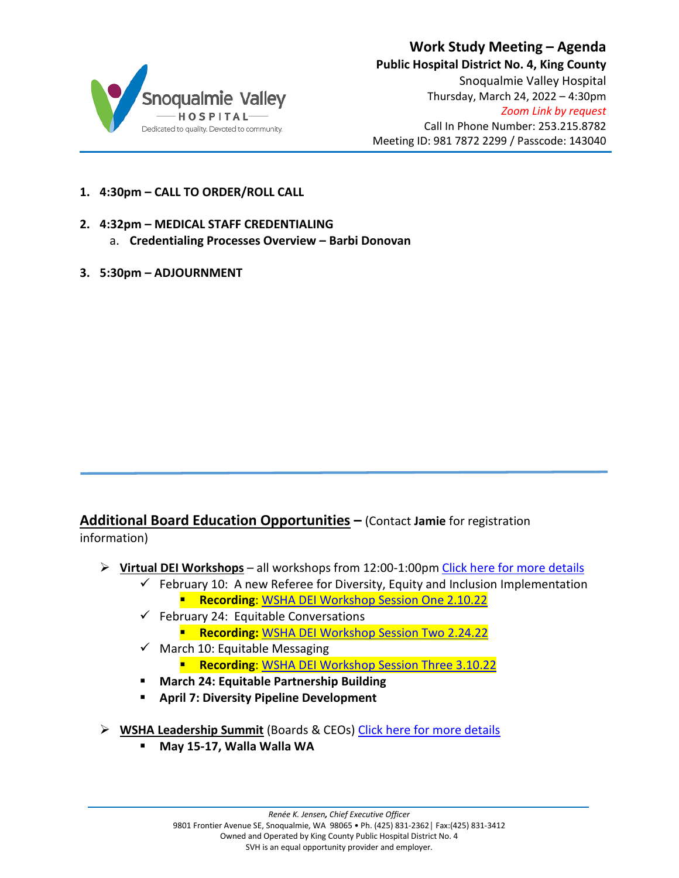# Work Study Meeting – Agenda

**Public Hospital District No. 4, King County**
Snoqualmie Valley Hospital
Thursday, March 24, 2022 – 4:30pm
*Zoom Link by request*
Call In Phone Number: 253.215.8782
Meeting ID: 981 7872 2299 / Passcode: 143040

1. **4:30pm – CALL TO ORDER/ROLL CALL**
2. **4:32pm – MEDICAL STAFF CREDENTIALING**
   a. **Credentialing Processes Overview – Barbi Donovan**
3. **5:30pm – ADJOURNMENT**

---

## Additional Board Education Opportunities – (Contact **Jamie** for registration information)

- **Virtual DEI Workshops** – all workshops from 12:00-1:00pm [Click here for more details]
  - ✓ February 10: A new Referee for Diversity, Equity and Inclusion Implementation
    - **Recording**: [WSHA DEI Workshop Session One 2.10.22]
  - ✓ February 24: Equitable Conversations
    - **Recording:** [WSHA DEI Workshop Session Two 2.24.22]
  - ✓ March 10: Equitable Messaging
    - **Recording**: [WSHA DEI Workshop Session Three 3.10.22]
  - **March 24: Equitable Partnership Building**
  - **April 7: Diversity Pipeline Development**

- **WSHA Leadership Summit** (Boards & CEOs) [Click here for more details]
  - **May 15-17, Walla Walla WA**

*Renée K. Jensen, Chief Executive Officer*
9801 Frontier Avenue SE, Snoqualmie, WA 98065 • Ph. (425) 831-2362 | Fax:(425) 831-3412
Owned and Operated by King County Public Hospital District No. 4
SVH is an equal opportunity provider and employer.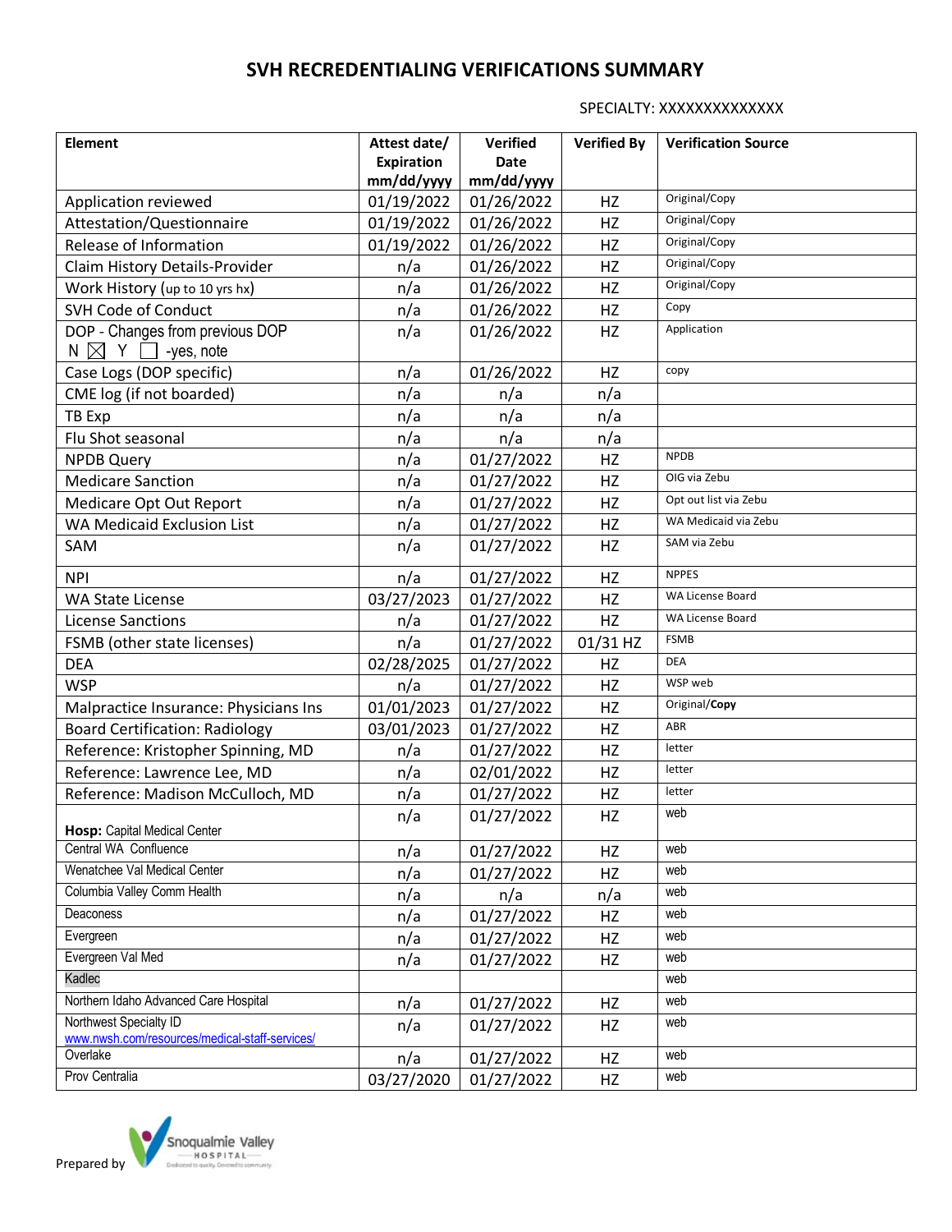# SVH RECREDENTIALING VERIFICATIONS SUMMARY

SPECIALTY: XXXXXXXXXXXXXX

| Element | Attest date/ Expiration mm/dd/yyyy | Verified Date mm/dd/yyyy | Verified By | Verification Source |
|---|---|---|---|---|
| Application reviewed | 01/19/2022 | 01/26/2022 | HZ | Original/Copy |
| Attestation/Questionnaire | 01/19/2022 | 01/26/2022 | HZ | Original/Copy |
| Release of Information | 01/19/2022 | 01/26/2022 | HZ | Original/Copy |
| Claim History Details-Provider | n/a | 01/26/2022 | HZ | Original/Copy |
| Work History (up to 10 yrs hx) | n/a | 01/26/2022 | HZ | Original/Copy |
| SVH Code of Conduct | n/a | 01/26/2022 | HZ | Copy |
| DOP - Changes from previous DOP N ☒ Y ☐ -yes, note | n/a | 01/26/2022 | HZ | Application |
| Case Logs (DOP specific) | n/a | 01/26/2022 | HZ | copy |
| CME log (if not boarded) | n/a | n/a | n/a | |
| TB Exp | n/a | n/a | n/a | |
| Flu Shot seasonal | n/a | n/a | n/a | |
| NPDB Query | n/a | 01/27/2022 | HZ | NPDB |
| Medicare Sanction | n/a | 01/27/2022 | HZ | OIG via Zebu |
| Medicare Opt Out Report | n/a | 01/27/2022 | HZ | Opt out list via Zebu |
| WA Medicaid Exclusion List | n/a | 01/27/2022 | HZ | WA Medicaid via Zebu |
| SAM | n/a | 01/27/2022 | HZ | SAM via Zebu |
| NPI | n/a | 01/27/2022 | HZ | NPPES |
| WA State License | 03/27/2023 | 01/27/2022 | HZ | WA License Board |
| License Sanctions | n/a | 01/27/2022 | HZ | WA License Board |
| FSMB (other state licenses) | n/a | 01/27/2022 | 01/31 HZ | FSMB |
| DEA | 02/28/2025 | 01/27/2022 | HZ | DEA |
| WSP | n/a | 01/27/2022 | HZ | WSP web |
| Malpractice Insurance: Physicians Ins | 01/01/2023 | 01/27/2022 | HZ | Original/**Copy** |
| Board Certification: Radiology | 03/01/2023 | 01/27/2022 | HZ | ABR |
| Reference: Kristopher Spinning, MD | n/a | 01/27/2022 | HZ | letter |
| Reference: Lawrence Lee, MD | n/a | 02/01/2022 | HZ | letter |
| Reference: Madison McCulloch, MD | n/a | 01/27/2022 | HZ | letter |
| **Hosp:** Capital Medical Center | n/a | 01/27/2022 | HZ | web |
| Central WA Confluence | n/a | 01/27/2022 | HZ | web |
| Wenatchee Val Medical Center | n/a | 01/27/2022 | HZ | web |
| Columbia Valley Comm Health | n/a | n/a | n/a | web |
| Deaconess | n/a | 01/27/2022 | HZ | web |
| Evergreen | n/a | 01/27/2022 | HZ | web |
| Evergreen Val Med | n/a | 01/27/2022 | HZ | web |
| Kadlec | | | | web |
| Northern Idaho Advanced Care Hospital | n/a | 01/27/2022 | HZ | web |
| Northwest Specialty ID www.nwsh.com/resources/medical-staff-services/ | n/a | 01/27/2022 | HZ | web |
| Overlake | n/a | 01/27/2022 | HZ | web |
| Prov Centralia | 03/27/2020 | 01/27/2022 | HZ | web |

Prepared by Snoqualmie Valley Hospital — Dedicated to quality. Devoted to community.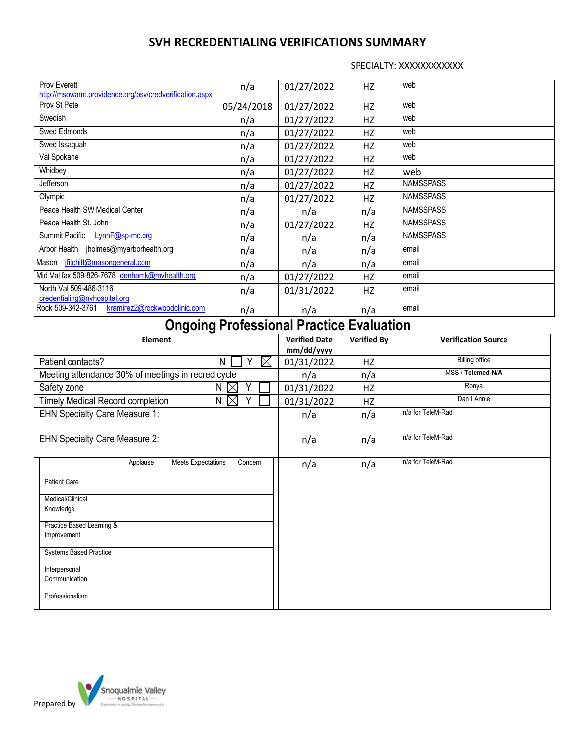# SVH RECREDENTIALING VERIFICATIONS SUMMARY

SPECIALTY: XXXXXXXXXXXX

| | | | | |
|---|---|---|---|---|
| Prov Everett http://msowamt.providence.org/psv/credverification.aspx | n/a | 01/27/2022 | HZ | web |
| Prov St Pete | 05/24/2018 | 01/27/2022 | HZ | web |
| Swedish | n/a | 01/27/2022 | HZ | web |
| Swed Edmonds | n/a | 01/27/2022 | HZ | web |
| Swed Issaquah | n/a | 01/27/2022 | HZ | web |
| Val Spokane | n/a | 01/27/2022 | HZ | web |
| Whidbey | n/a | 01/27/2022 | HZ | web |
| Jefferson | n/a | 01/27/2022 | HZ | NAMSSPASS |
| Olympic | n/a | 01/27/2022 | HZ | NAMSSPASS |
| Peace Health SW Medical Center | n/a | n/a | n/a | NAMSSPASS |
| Peace Health St. John | n/a | 01/27/2022 | HZ | NAMSSPASS |
| Summit Pacific LynnF@sp-mc.org | n/a | n/a | n/a | NAMSSPASS |
| Arbor Health jholmes@myarborhealth.org | n/a | n/a | n/a | email |
| Mason jfitchitt@masongeneral.com | n/a | n/a | n/a | email |
| Mid Val fax 509-826-7678 denhamk@mvhealth.org | n/a | 01/27/2022 | HZ | email |
| North Val 509-486-3116 credentialing@nvhospital.org | n/a | 01/31/2022 | HZ | email |
| Rock 509-342-3761 kramirez2@rockwoodclinic.com | n/a | n/a | n/a | email |

## Ongoing Professional Practice Evaluation

| Element | Verified Date mm/dd/yyyy | Verified By | Verification Source |
|---|---|---|---|
| Patient contacts? N ☐ Y ☒ | 01/31/2022 | HZ | Billing office |
| Meeting attendance 30% of meetings in recred cycle | n/a | n/a | MSS / **Telemed-N/A** |
| Safety zone N ☒ Y ☐ | 01/31/2022 | HZ | Ronya |
| Timely Medical Record completion N ☒ Y ☐ | 01/31/2022 | HZ | Dan I Annie |
| EHN Specialty Care Measure 1: | n/a | n/a | n/a for TeleM-Rad |
| EHN Specialty Care Measure 2: | n/a | n/a | n/a for TeleM-Rad |
| (see rating table below) | n/a | n/a | n/a for TeleM-Rad |

| | Applause | Meets Expectations | Concern |
|---|---|---|---|
| Patient Care | | | |
| Medical/Clinical Knowledge | | | |
| Practice Based Learning & Improvement | | | |
| Systems Based Practice | | | |
| Interpersonal Communication | | | |
| Professionalism | | | |

Prepared by Snoqualmie Valley Hospital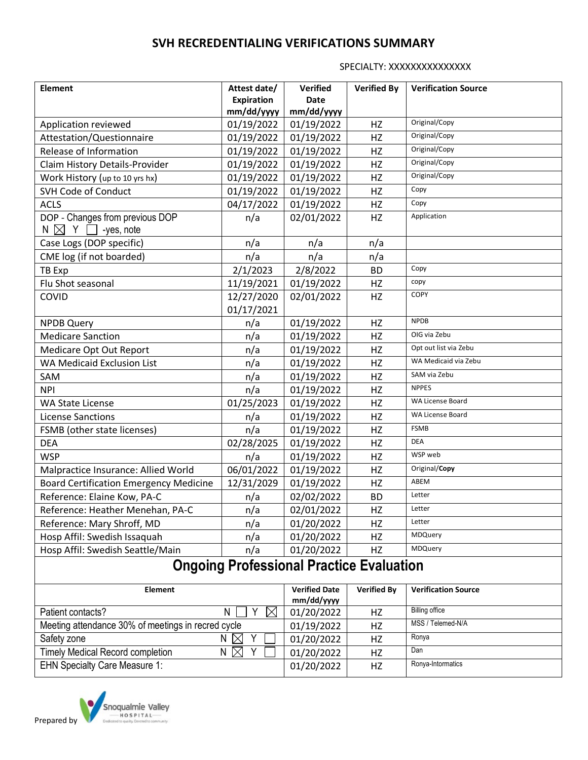# SVH RECREDENTIALING VERIFICATIONS SUMMARY

SPECIALTY: XXXXXXXXXXXXXX

| Element | Attest date/ Expiration mm/dd/yyyy | Verified Date mm/dd/yyyy | Verified By | Verification Source |
|---|---|---|---|---|
| Application reviewed | 01/19/2022 | 01/19/2022 | HZ | Original/Copy |
| Attestation/Questionnaire | 01/19/2022 | 01/19/2022 | HZ | Original/Copy |
| Release of Information | 01/19/2022 | 01/19/2022 | HZ | Original/Copy |
| Claim History Details-Provider | 01/19/2022 | 01/19/2022 | HZ | Original/Copy |
| Work History (up to 10 yrs hx) | 01/19/2022 | 01/19/2022 | HZ | Original/Copy |
| SVH Code of Conduct | 01/19/2022 | 01/19/2022 | HZ | Copy |
| ACLS | 04/17/2022 | 01/19/2022 | HZ | Copy |
| DOP - Changes from previous DOP N ☒ Y ☐ -yes, note | n/a | 02/01/2022 | HZ | Application |
| Case Logs (DOP specific) | n/a | n/a | n/a | |
| CME log (if not boarded) | n/a | n/a | n/a | |
| TB Exp | 2/1/2023 | 2/8/2022 | BD | Copy |
| Flu Shot seasonal | 11/19/2021 | 01/19/2022 | HZ | copy |
| COVID | 12/27/2020 01/17/2021 | 02/01/2022 | HZ | COPY |
| NPDB Query | n/a | 01/19/2022 | HZ | NPDB |
| Medicare Sanction | n/a | 01/19/2022 | HZ | OIG via Zebu |
| Medicare Opt Out Report | n/a | 01/19/2022 | HZ | Opt out list via Zebu |
| WA Medicaid Exclusion List | n/a | 01/19/2022 | HZ | WA Medicaid via Zebu |
| SAM | n/a | 01/19/2022 | HZ | SAM via Zebu |
| NPI | n/a | 01/19/2022 | HZ | NPPES |
| WA State License | 01/25/2023 | 01/19/2022 | HZ | WA License Board |
| License Sanctions | n/a | 01/19/2022 | HZ | WA License Board |
| FSMB (other state licenses) | n/a | 01/19/2022 | HZ | FSMB |
| DEA | 02/28/2025 | 01/19/2022 | HZ | DEA |
| WSP | n/a | 01/19/2022 | HZ | WSP web |
| Malpractice Insurance: Allied World | 06/01/2022 | 01/19/2022 | HZ | Original/**Copy** |
| Board Certification Emergency Medicine | 12/31/2029 | 01/19/2022 | HZ | ABEM |
| Reference: Elaine Kow, PA-C | n/a | 02/02/2022 | BD | Letter |
| Reference: Heather Menehan, PA-C | n/a | 02/01/2022 | HZ | Letter |
| Reference: Mary Shroff, MD | n/a | 01/20/2022 | HZ | Letter |
| Hosp Affil: Swedish Issaquah | n/a | 01/20/2022 | HZ | MDQuery |
| Hosp Affil: Swedish Seattle/Main | n/a | 01/20/2022 | HZ | MDQuery |

## Ongoing Professional Practice Evaluation

| Element | Verified Date mm/dd/yyyy | Verified By | Verification Source |
|---|---|---|---|
| Patient contacts? N ☐ Y ☒ | 01/20/2022 | HZ | Billing office |
| Meeting attendance 30% of meetings in recred cycle | 01/19/2022 | HZ | MSS / Telemed-N/A |
| Safety zone N ☒ Y ☐ | 01/20/2022 | HZ | Ronya |
| Timely Medical Record completion N ☒ Y ☐ | 01/20/2022 | HZ | Dan |
| EHN Specialty Care Measure 1: | 01/20/2022 | HZ | Ronya-Intormatics |

Prepared by Snoqualmie Valley HOSPITAL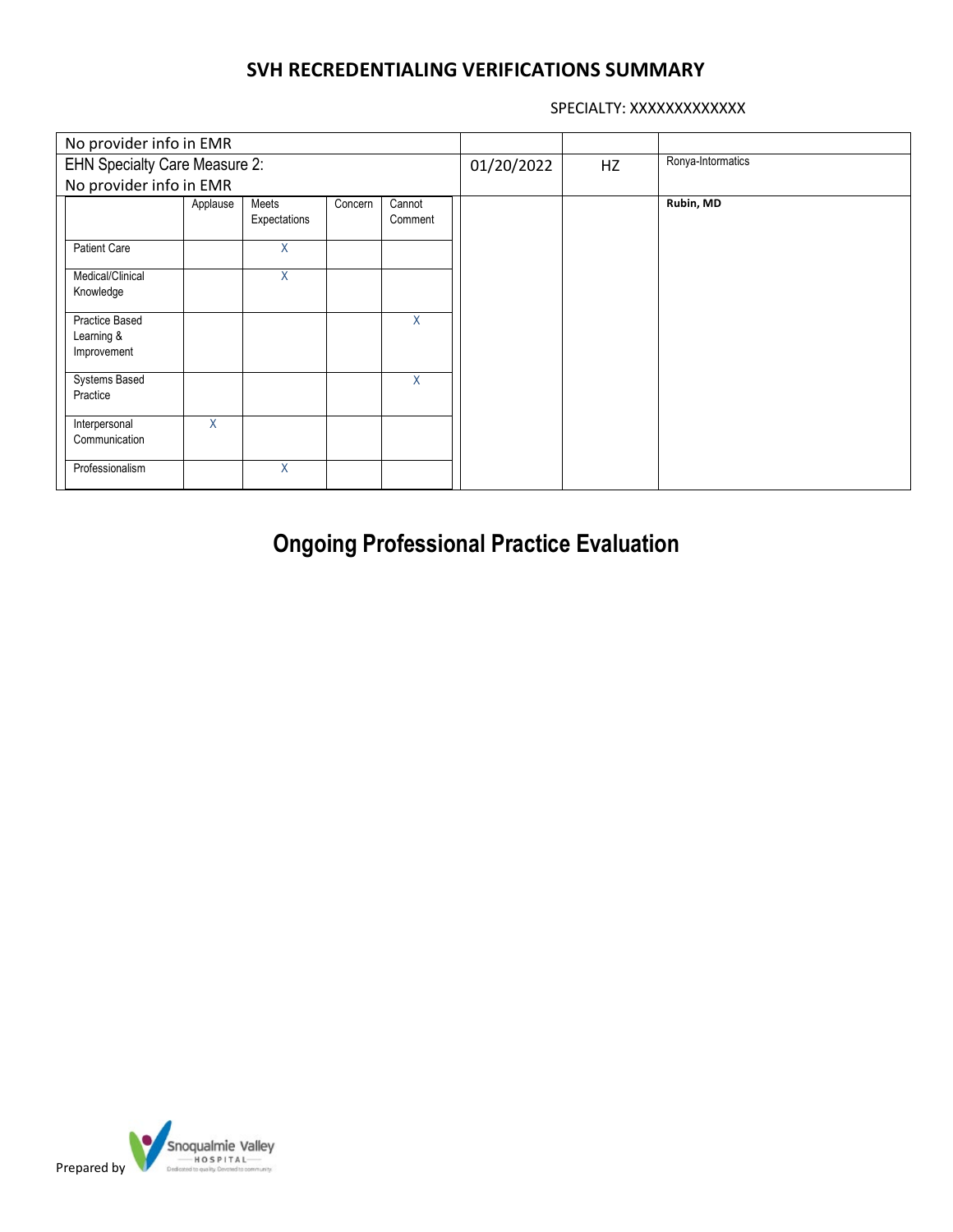## SVH RECREDENTIALING VERIFICATIONS SUMMARY

SPECIALTY: XXXXXXXXXXXXX

| No provider info in EMR | | | |
|---|---|---|---|
| EHN Specialty Care Measure 2: No provider info in EMR | 01/20/2022 | HZ | Ronya-Intormatics |
| | | | Rubin, MD |

| | Applause | Meets Expectations | Concern | Cannot Comment |
|---|---|---|---|---|
| Patient Care | | X | | |
| Medical/Clinical Knowledge | | X | | |
| Practice Based Learning & Improvement | | | | X |
| Systems Based Practice | | | | X |
| Interpersonal Communication | X | | | |
| Professionalism | | X | | |

# Ongoing Professional Practice Evaluation

Prepared by Snoqualmie Valley HOSPITAL Dedicated to quality. Devoted to community.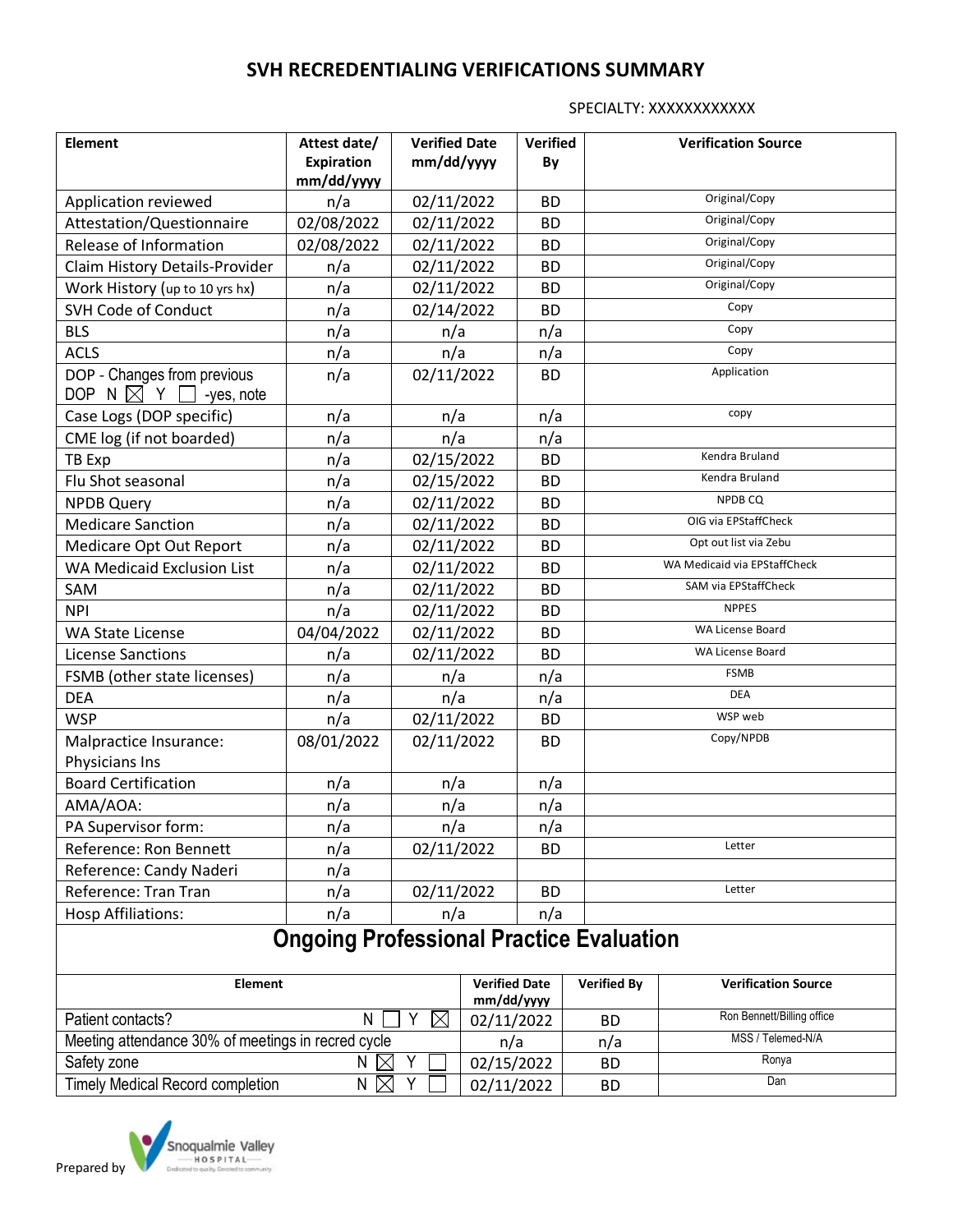# SVH RECREDENTIALING VERIFICATIONS SUMMARY

SPECIALTY: XXXXXXXXXXXX

| Element | Attest date/ Expiration mm/dd/yyyy | Verified Date mm/dd/yyyy | Verified By | Verification Source |
|---|---|---|---|---|
| Application reviewed | n/a | 02/11/2022 | BD | Original/Copy |
| Attestation/Questionnaire | 02/08/2022 | 02/11/2022 | BD | Original/Copy |
| Release of Information | 02/08/2022 | 02/11/2022 | BD | Original/Copy |
| Claim History Details-Provider | n/a | 02/11/2022 | BD | Original/Copy |
| Work History (up to 10 yrs hx) | n/a | 02/11/2022 | BD | Original/Copy |
| SVH Code of Conduct | n/a | 02/14/2022 | BD | Copy |
| BLS | n/a | n/a | n/a | Copy |
| ACLS | n/a | n/a | n/a | Copy |
| DOP - Changes from previous DOP N ☒ Y ☐ -yes, note | n/a | 02/11/2022 | BD | Application |
| Case Logs (DOP specific) | n/a | n/a | n/a | copy |
| CME log (if not boarded) | n/a | n/a | n/a | |
| TB Exp | n/a | 02/15/2022 | BD | Kendra Bruland |
| Flu Shot seasonal | n/a | 02/15/2022 | BD | Kendra Bruland |
| NPDB Query | n/a | 02/11/2022 | BD | NPDB CQ |
| Medicare Sanction | n/a | 02/11/2022 | BD | OIG via EPStaffCheck |
| Medicare Opt Out Report | n/a | 02/11/2022 | BD | Opt out list via Zebu |
| WA Medicaid Exclusion List | n/a | 02/11/2022 | BD | WA Medicaid via EPStaffCheck |
| SAM | n/a | 02/11/2022 | BD | SAM via EPStaffCheck |
| NPI | n/a | 02/11/2022 | BD | NPPES |
| WA State License | 04/04/2022 | 02/11/2022 | BD | WA License Board |
| License Sanctions | n/a | 02/11/2022 | BD | WA License Board |
| FSMB (other state licenses) | n/a | n/a | n/a | FSMB |
| DEA | n/a | n/a | n/a | DEA |
| WSP | n/a | 02/11/2022 | BD | WSP web |
| Malpractice Insurance: Physicians Ins | 08/01/2022 | 02/11/2022 | BD | Copy/NPDB |
| Board Certification | n/a | n/a | n/a | |
| AMA/AOA: | n/a | n/a | n/a | |
| PA Supervisor form: | n/a | n/a | n/a | |
| Reference: Ron Bennett | n/a | 02/11/2022 | BD | Letter |
| Reference: Candy Naderi | n/a | | | |
| Reference: Tran Tran | n/a | 02/11/2022 | BD | Letter |
| Hosp Affiliations: | n/a | n/a | n/a | |

## Ongoing Professional Practice Evaluation

| Element | Verified Date mm/dd/yyyy | Verified By | Verification Source |
|---|---|---|---|
| Patient contacts? N ☐ Y ☒ | 02/11/2022 | BD | Ron Bennett/Billing office |
| Meeting attendance 30% of meetings in recred cycle | n/a | n/a | MSS / Telemed-N/A |
| Safety zone N ☒ Y ☐ | 02/15/2022 | BD | Ronya |
| Timely Medical Record completion N ☒ Y ☐ | 02/11/2022 | BD | Dan |

Prepared by Snoqualmie Valley HOSPITAL — Dedicated to quality. Devoted to community.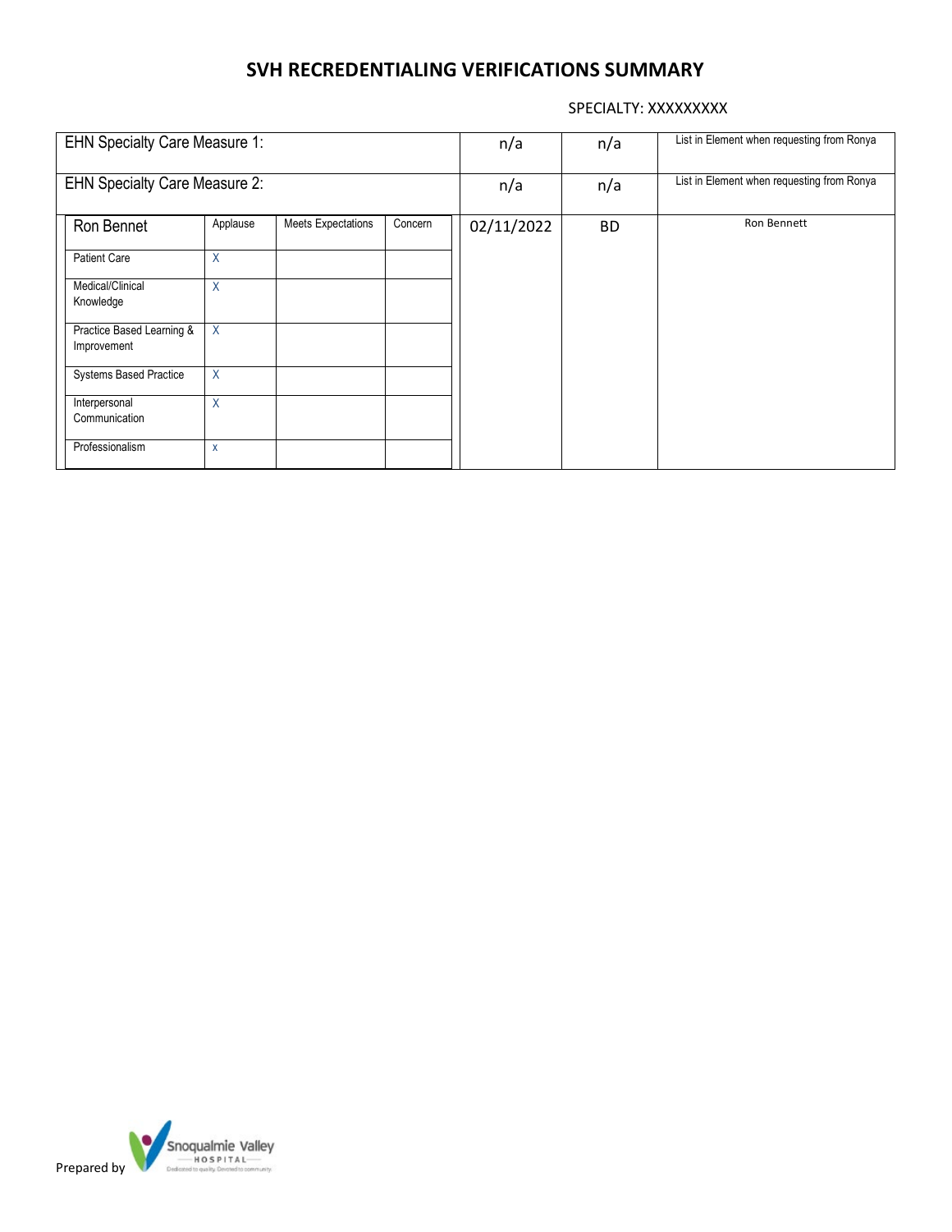# SVH RECREDENTIALING VERIFICATIONS SUMMARY

SPECIALTY: XXXXXXXXX

| | | | | | | |
|---|---|---|---|---|---|---|
| EHN Specialty Care Measure 1: | | | | n/a | n/a | List in Element when requesting from Ronya |
| EHN Specialty Care Measure 2: | | | | n/a | n/a | List in Element when requesting from Ronya |
| Ron Bennet | Applause | Meets Expectations | Concern | 02/11/2022 | BD | Ron Bennett |
| Patient Care | X | | | | | |
| Medical/Clinical Knowledge | X | | | | | |
| Practice Based Learning & Improvement | X | | | | | |
| Systems Based Practice | X | | | | | |
| Interpersonal Communication | X | | | | | |
| Professionalism | x | | | | | |

Prepared by Snoqualmie Valley HOSPITAL — Dedicated to quality. Devoted to community.